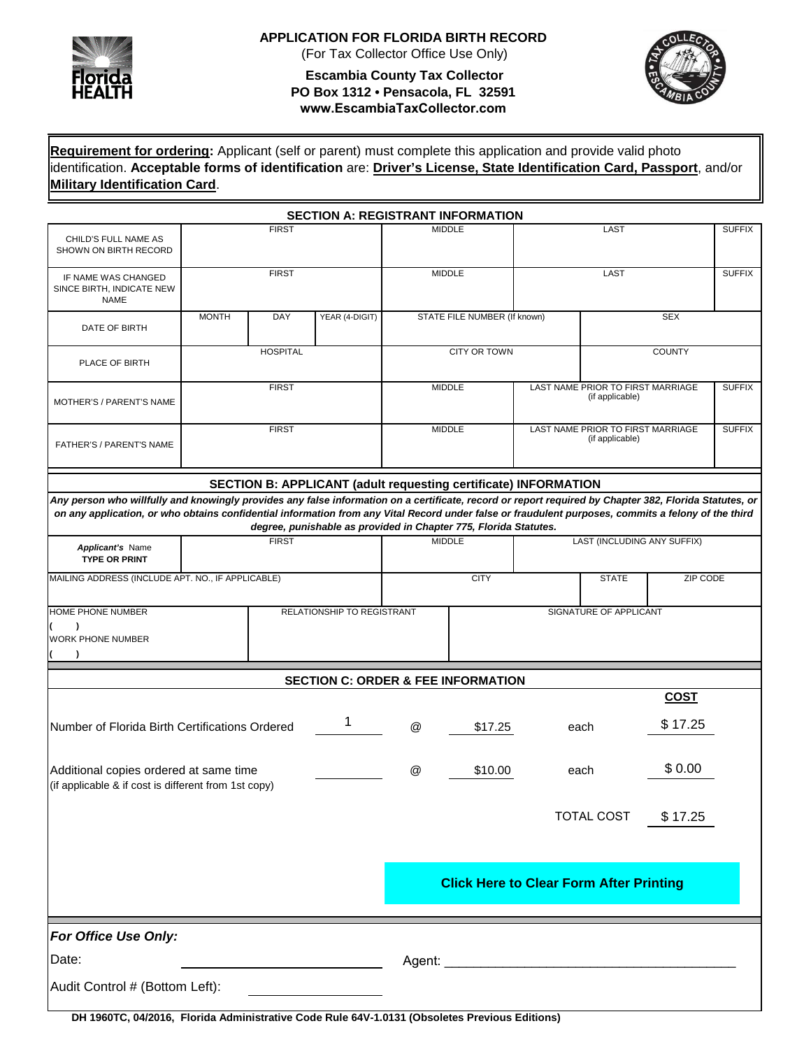# APPLICATION FOR FLORIDA BIRTH RECORD

(For Tax Collector Office Use Only)

**Escambia County Tax Collector**
**PO Box 1312 • Pensacola, FL 32591**
**www.EscambiaTaxCollector.com**

**Requirement for ordering:** Applicant (self or parent) must complete this application and provide valid photo identification. **Acceptable forms of identification** are: **Driver's License, State Identification Card, Passport**, and/or **Military Identification Card**.

## SECTION A: REGISTRANT INFORMATION

| | | | | | |
|---|---|---|---|---|---|
| CHILD'S FULL NAME AS SHOWN ON BIRTH RECORD | FIRST | MIDDLE | LAST | | SUFFIX |
| IF NAME WAS CHANGED SINCE BIRTH, INDICATE NEW NAME | FIRST | MIDDLE | LAST | | SUFFIX |
| DATE OF BIRTH | MONTH / DAY / YEAR (4-DIGIT) | STATE FILE NUMBER (If known) | | SEX | |
| PLACE OF BIRTH | HOSPITAL | CITY OR TOWN | | COUNTY | |
| MOTHER'S / PARENT'S NAME | FIRST | MIDDLE | LAST NAME PRIOR TO FIRST MARRIAGE (if applicable) | | SUFFIX |
| FATHER'S / PARENT'S NAME | FIRST | MIDDLE | LAST NAME PRIOR TO FIRST MARRIAGE (if applicable) | | SUFFIX |

## SECTION B: APPLICANT (adult requesting certificate) INFORMATION

***Any person who willfully and knowingly provides any false information on a certificate, record or report required by Chapter 382, Florida Statutes, or on any application, or who obtains confidential information from any Vital Record under false or fraudulent purposes, commits a felony of the third degree, punishable as provided in Chapter 775, Florida Statutes.***

| | | | | |
|---|---|---|---|---|
| ***Applicant's*** Name **TYPE OR PRINT** | FIRST | MIDDLE | LAST (INCLUDING ANY SUFFIX) | |
| MAILING ADDRESS (INCLUDE APT. NO., IF APPLICABLE) | | CITY | STATE | ZIP CODE |
| HOME PHONE NUMBER ( ) WORK PHONE NUMBER ( ) | RELATIONSHIP TO REGISTRANT | SIGNATURE OF APPLICANT | | |

## SECTION C: ORDER & FEE INFORMATION

| | | | | | **COST** |
|---|---|---|---|---|---|
| Number of Florida Birth Certifications Ordered | 1 | @ | $17.25 | each | $ 17.25 |
| Additional copies ordered at same time (if applicable & if cost is different from 1st copy) | | @ | $10.00 | each | $ 0.00 |
| | | | | TOTAL COST | $ 17.25 |

**Click Here to Clear Form After Printing**

***For Office Use Only:***

Date: ____________________ Agent: ____________________

Audit Control # (Bottom Left): ____________________

**DH 1960TC, 04/2016, Florida Administrative Code Rule 64V-1.0131 (Obsoletes Previous Editions)**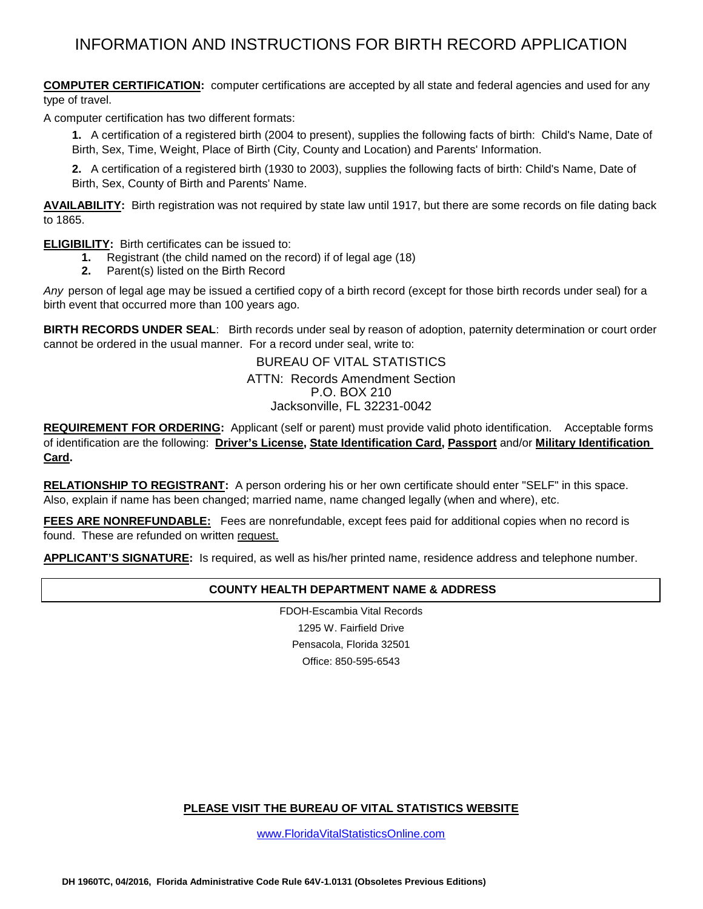# INFORMATION AND INSTRUCTIONS FOR BIRTH RECORD APPLICATION

**COMPUTER CERTIFICATION:** computer certifications are accepted by all state and federal agencies and used for any type of travel.

A computer certification has two different formats:

> **1.** A certification of a registered birth (2004 to present), supplies the following facts of birth: Child's Name, Date of Birth, Sex, Time, Weight, Place of Birth (City, County and Location) and Parents' Information.
>
> **2.** A certification of a registered birth (1930 to 2003), supplies the following facts of birth: Child's Name, Date of Birth, Sex, County of Birth and Parents' Name.

**AVAILABILITY:** Birth registration was not required by state law until 1917, but there are some records on file dating back to 1865.

**ELIGIBILITY:** Birth certificates can be issued to:

1. Registrant (the child named on the record) if of legal age (18)
2. Parent(s) listed on the Birth Record

*Any* person of legal age may be issued a certified copy of a birth record (except for those birth records under seal) for a birth event that occurred more than 100 years ago.

**BIRTH RECORDS UNDER SEAL**: Birth records under seal by reason of adoption, paternity determination or court order cannot be ordered in the usual manner. For a record under seal, write to:

BUREAU OF VITAL STATISTICS
ATTN: Records Amendment Section
P.O. BOX 210
Jacksonville, FL 32231-0042

**REQUIREMENT FOR ORDERING:** Applicant (self or parent) must provide valid photo identification. Acceptable forms of identification are the following: **Driver's License, State Identification Card, Passport** and/or **Military Identification Card.**

**RELATIONSHIP TO REGISTRANT:** A person ordering his or her own certificate should enter "SELF" in this space. Also, explain if name has been changed; married name, name changed legally (when and where), etc.

**FEES ARE NONREFUNDABLE:** Fees are nonrefundable, except fees paid for additional copies when no record is found. These are refunded on written request.

**APPLICANT'S SIGNATURE:** Is required, as well as his/her printed name, residence address and telephone number.

**COUNTY HEALTH DEPARTMENT NAME & ADDRESS**

FDOH-Escambia Vital Records
1295 W. Fairfield Drive
Pensacola, Florida 32501
Office: 850-595-6543

**PLEASE VISIT THE BUREAU OF VITAL STATISTICS WEBSITE**

www.FloridaVitalStatisticsOnline.com

**DH 1960TC, 04/2016, Florida Administrative Code Rule 64V-1.0131 (Obsoletes Previous Editions)**